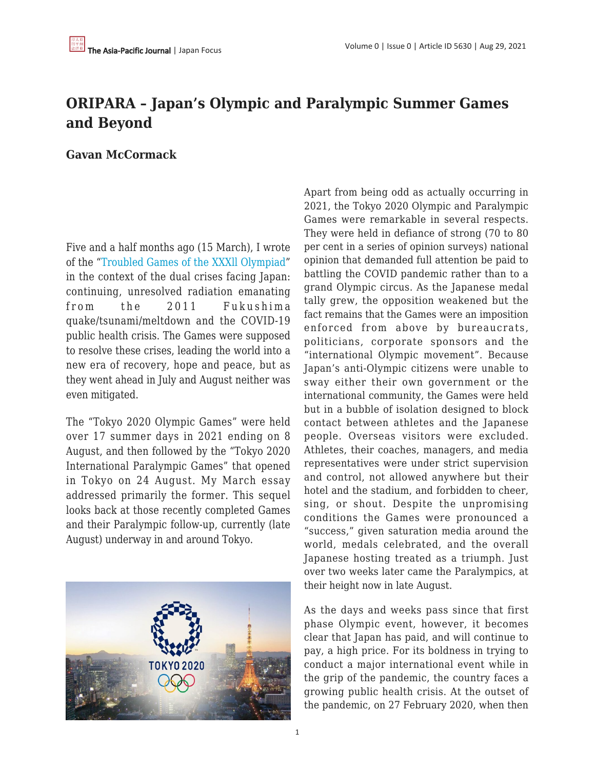# ORIPARA – Japan's Olympic and Paralympic Summer Games and Beyond

**Gavan McCormack**

Five and a half months ago (15 March), I wrote of the "Troubled Games of the XXXll Olympiad" in the context of the dual crises facing Japan: continuing, unresolved radiation emanating from the 2011 Fukushima quake/tsunami/meltdown and the COVID-19 public health crisis. The Games were supposed to resolve these crises, leading the world into a new era of recovery, hope and peace, but as they went ahead in July and August neither was even mitigated.

The "Tokyo 2020 Olympic Games" were held over 17 summer days in 2021 ending on 8 August, and then followed by the "Tokyo 2020 International Paralympic Games" that opened in Tokyo on 24 August. My March essay addressed primarily the former. This sequel looks back at those recently completed Games and their Paralympic follow-up, currently (late August) underway in and around Tokyo.

Apart from being odd as actually occurring in 2021, the Tokyo 2020 Olympic and Paralympic Games were remarkable in several respects. They were held in defiance of strong (70 to 80 per cent in a series of opinion surveys) national opinion that demanded full attention be paid to battling the COVID pandemic rather than to a grand Olympic circus. As the Japanese medal tally grew, the opposition weakened but the fact remains that the Games were an imposition enforced from above by bureaucrats, politicians, corporate sponsors and the "international Olympic movement". Because Japan's anti-Olympic citizens were unable to sway either their own government or the international community, the Games were held but in a bubble of isolation designed to block contact between athletes and the Japanese people. Overseas visitors were excluded. Athletes, their coaches, managers, and media representatives were under strict supervision and control, not allowed anywhere but their hotel and the stadium, and forbidden to cheer, sing, or shout. Despite the unpromising conditions the Games were pronounced a "success," given saturation media around the world, medals celebrated, and the overall Japanese hosting treated as a triumph. Just over two weeks later came the Paralympics, at their height now in late August.

As the days and weeks pass since that first phase Olympic event, however, it becomes clear that Japan has paid, and will continue to pay, a high price. For its boldness in trying to conduct a major international event while in the grip of the pandemic, the country faces a growing public health crisis. At the outset of the pandemic, on 27 February 2020, when then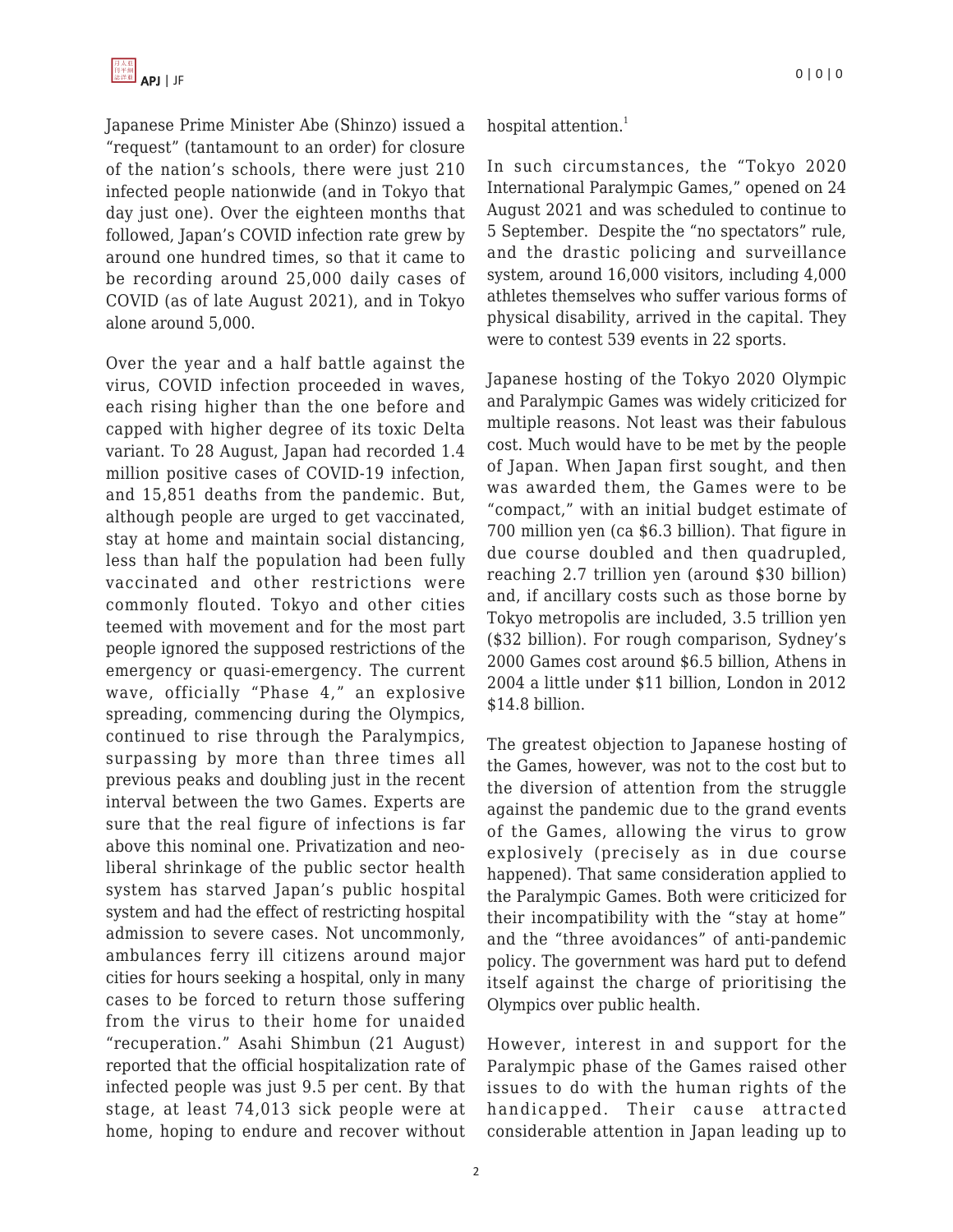Japanese Prime Minister Abe (Shinzo) issued a "request" (tantamount to an order) for closure of the nation's schools, there were just 210 infected people nationwide (and in Tokyo that day just one). Over the eighteen months that followed, Japan's COVID infection rate grew by around one hundred times, so that it came to be recording around 25,000 daily cases of COVID (as of late August 2021), and in Tokyo alone around 5,000.

Over the year and a half battle against the virus, COVID infection proceeded in waves, each rising higher than the one before and capped with higher degree of its toxic Delta variant. To 28 August, Japan had recorded 1.4 million positive cases of COVID-19 infection, and 15,851 deaths from the pandemic. But, although people are urged to get vaccinated, stay at home and maintain social distancing, less than half the population had been fully vaccinated and other restrictions were commonly flouted. Tokyo and other cities teemed with movement and for the most part people ignored the supposed restrictions of the emergency or quasi-emergency. The current wave, officially "Phase 4," an explosive spreading, commencing during the Olympics, continued to rise through the Paralympics, surpassing by more than three times all previous peaks and doubling just in the recent interval between the two Games. Experts are sure that the real figure of infections is far above this nominal one. Privatization and neo-liberal shrinkage of the public sector health system has starved Japan's public hospital system and had the effect of restricting hospital admission to severe cases. Not uncommonly, ambulances ferry ill citizens around major cities for hours seeking a hospital, only in many cases to be forced to return those suffering from the virus to their home for unaided "recuperation." Asahi Shimbun (21 August) reported that the official hospitalization rate of infected people was just 9.5 per cent. By that stage, at least 74,013 sick people were at home, hoping to endure and recover without hospital attention.[1]

In such circumstances, the "Tokyo 2020 International Paralympic Games," opened on 24 August 2021 and was scheduled to continue to 5 September. Despite the "no spectators" rule, and the drastic policing and surveillance system, around 16,000 visitors, including 4,000 athletes themselves who suffer various forms of physical disability, arrived in the capital. They were to contest 539 events in 22 sports.

Japanese hosting of the Tokyo 2020 Olympic and Paralympic Games was widely criticized for multiple reasons. Not least was their fabulous cost. Much would have to be met by the people of Japan. When Japan first sought, and then was awarded them, the Games were to be "compact," with an initial budget estimate of 700 million yen (ca $6.3 billion). That figure in due course doubled and then quadrupled, reaching 2.7 trillion yen (around $30 billion) and, if ancillary costs such as those borne by Tokyo metropolis are included, 3.5 trillion yen ($32 billion). For rough comparison, Sydney's 2000 Games cost around $6.5 billion, Athens in 2004 a little under $11 billion, London in 2012 $14.8 billion.

The greatest objection to Japanese hosting of the Games, however, was not to the cost but to the diversion of attention from the struggle against the pandemic due to the grand events of the Games, allowing the virus to grow explosively (precisely as in due course happened). That same consideration applied to the Paralympic Games. Both were criticized for their incompatibility with the "stay at home" and the "three avoidances" of anti-pandemic policy. The government was hard put to defend itself against the charge of prioritising the Olympics over public health.

However, interest in and support for the Paralympic phase of the Games raised other issues to do with the human rights of the handicapped. Their cause attracted considerable attention in Japan leading up to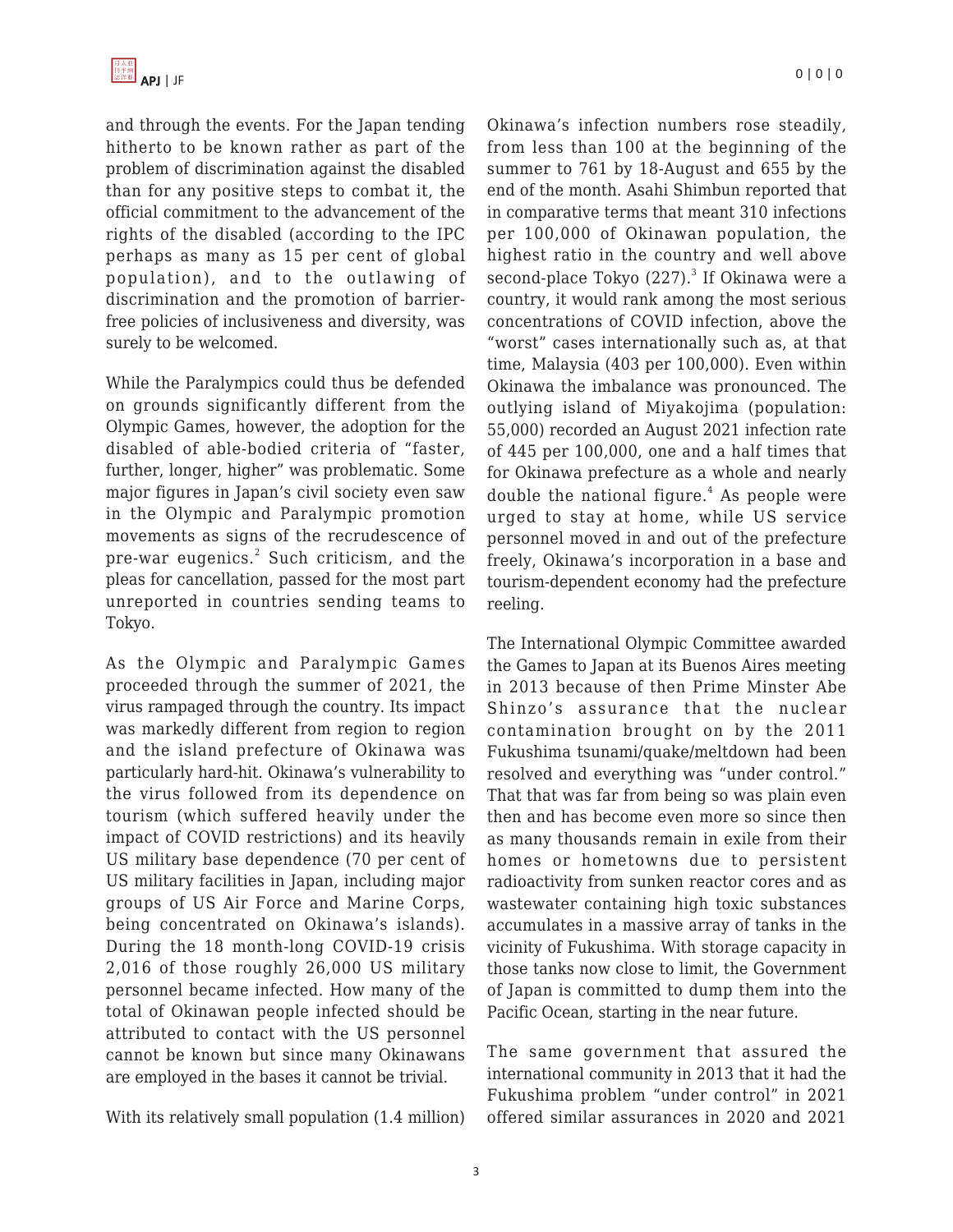and through the events. For the Japan tending hitherto to be known rather as part of the problem of discrimination against the disabled than for any positive steps to combat it, the official commitment to the advancement of the rights of the disabled (according to the IPC perhaps as many as 15 per cent of global population), and to the outlawing of discrimination and the promotion of barrier-free policies of inclusiveness and diversity, was surely to be welcomed.

While the Paralympics could thus be defended on grounds significantly different from the Olympic Games, however, the adoption for the disabled of able-bodied criteria of "faster, further, longer, higher" was problematic. Some major figures in Japan's civil society even saw in the Olympic and Paralympic promotion movements as signs of the recrudescence of pre-war eugenics.[2] Such criticism, and the pleas for cancellation, passed for the most part unreported in countries sending teams to Tokyo.

As the Olympic and Paralympic Games proceeded through the summer of 2021, the virus rampaged through the country. Its impact was markedly different from region to region and the island prefecture of Okinawa was particularly hard-hit. Okinawa's vulnerability to the virus followed from its dependence on tourism (which suffered heavily under the impact of COVID restrictions) and its heavily US military base dependence (70 per cent of US military facilities in Japan, including major groups of US Air Force and Marine Corps, being concentrated on Okinawa's islands). During the 18 month-long COVID-19 crisis 2,016 of those roughly 26,000 US military personnel became infected. How many of the total of Okinawan people infected should be attributed to contact with the US personnel cannot be known but since many Okinawans are employed in the bases it cannot be trivial.

With its relatively small population (1.4 million) Okinawa's infection numbers rose steadily, from less than 100 at the beginning of the summer to 761 by 18-August and 655 by the end of the month. Asahi Shimbun reported that in comparative terms that meant 310 infections per 100,000 of Okinawan population, the highest ratio in the country and well above second-place Tokyo (227).[3] If Okinawa were a country, it would rank among the most serious concentrations of COVID infection, above the "worst" cases internationally such as, at that time, Malaysia (403 per 100,000). Even within Okinawa the imbalance was pronounced. The outlying island of Miyakojima (population: 55,000) recorded an August 2021 infection rate of 445 per 100,000, one and a half times that for Okinawa prefecture as a whole and nearly double the national figure.[4] As people were urged to stay at home, while US service personnel moved in and out of the prefecture freely, Okinawa's incorporation in a base and tourism-dependent economy had the prefecture reeling.

The International Olympic Committee awarded the Games to Japan at its Buenos Aires meeting in 2013 because of then Prime Minster Abe Shinzo's assurance that the nuclear contamination brought on by the 2011 Fukushima tsunami/quake/meltdown had been resolved and everything was "under control." That that was far from being so was plain even then and has become even more so since then as many thousands remain in exile from their homes or hometowns due to persistent radioactivity from sunken reactor cores and as wastewater containing high toxic substances accumulates in a massive array of tanks in the vicinity of Fukushima. With storage capacity in those tanks now close to limit, the Government of Japan is committed to dump them into the Pacific Ocean, starting in the near future.

The same government that assured the international community in 2013 that it had the Fukushima problem "under control" in 2021 offered similar assurances in 2020 and 2021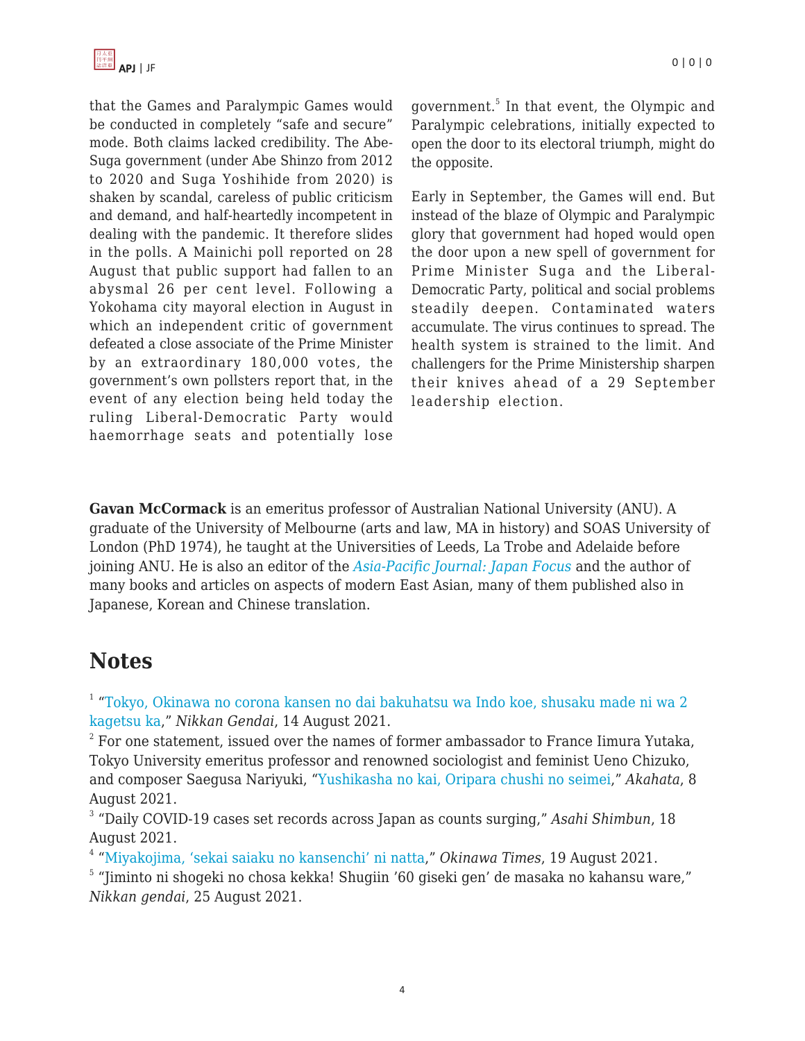that the Games and Paralympic Games would be conducted in completely "safe and secure" mode. Both claims lacked credibility. The Abe-Suga government (under Abe Shinzo from 2012 to 2020 and Suga Yoshihide from 2020) is shaken by scandal, careless of public criticism and demand, and half-heartedly incompetent in dealing with the pandemic. It therefore slides in the polls. A Mainichi poll reported on 28 August that public support had fallen to an abysmal 26 per cent level. Following a Yokohama city mayoral election in August in which an independent critic of government defeated a close associate of the Prime Minister by an extraordinary 180,000 votes, the government's own pollsters report that, in the event of any election being held today the ruling Liberal-Democratic Party would haemorrhage seats and potentially lose government.[5] In that event, the Olympic and Paralympic celebrations, initially expected to open the door to its electoral triumph, might do the opposite.

Early in September, the Games will end. But instead of the blaze of Olympic and Paralympic glory that government had hoped would open the door upon a new spell of government for Prime Minister Suga and the Liberal-Democratic Party, political and social problems steadily deepen. Contaminated waters accumulate. The virus continues to spread. The health system is strained to the limit. And challengers for the Prime Ministership sharpen their knives ahead of a 29 September leadership election.

**Gavan McCormack** is an emeritus professor of Australian National University (ANU). A graduate of the University of Melbourne (arts and law, MA in history) and SOAS University of London (PhD 1974), he taught at the Universities of Leeds, La Trobe and Adelaide before joining ANU. He is also an editor of the *Asia-Pacific Journal: Japan Focus* and the author of many books and articles on aspects of modern East Asian, many of them published also in Japanese, Korean and Chinese translation.

## Notes

[1] "Tokyo, Okinawa no corona kansen no dai bakuhatsu wa Indo koe, shusaku made ni wa 2 kagetsu ka," *Nikkan Gendai*, 14 August 2021.

[2] For one statement, issued over the names of former ambassador to France Iimura Yutaka, Tokyo University emeritus professor and renowned sociologist and feminist Ueno Chizuko, and composer Saegusa Nariyuki, "Yushikasha no kai, Oripara chushi no seimei," *Akahata*, 8 August 2021.

[3] "Daily COVID-19 cases set records across Japan as counts surging," *Asahi Shimbun*, 18 August 2021.

[4] "Miyakojima, 'sekai saiaku no kansenchi' ni natta," *Okinawa Times*, 19 August 2021.

[5] "Jiminto ni shogeki no chosa kekka! Shugiin '60 giseki gen' de masaka no kahansu ware," *Nikkan gendai*, 25 August 2021.